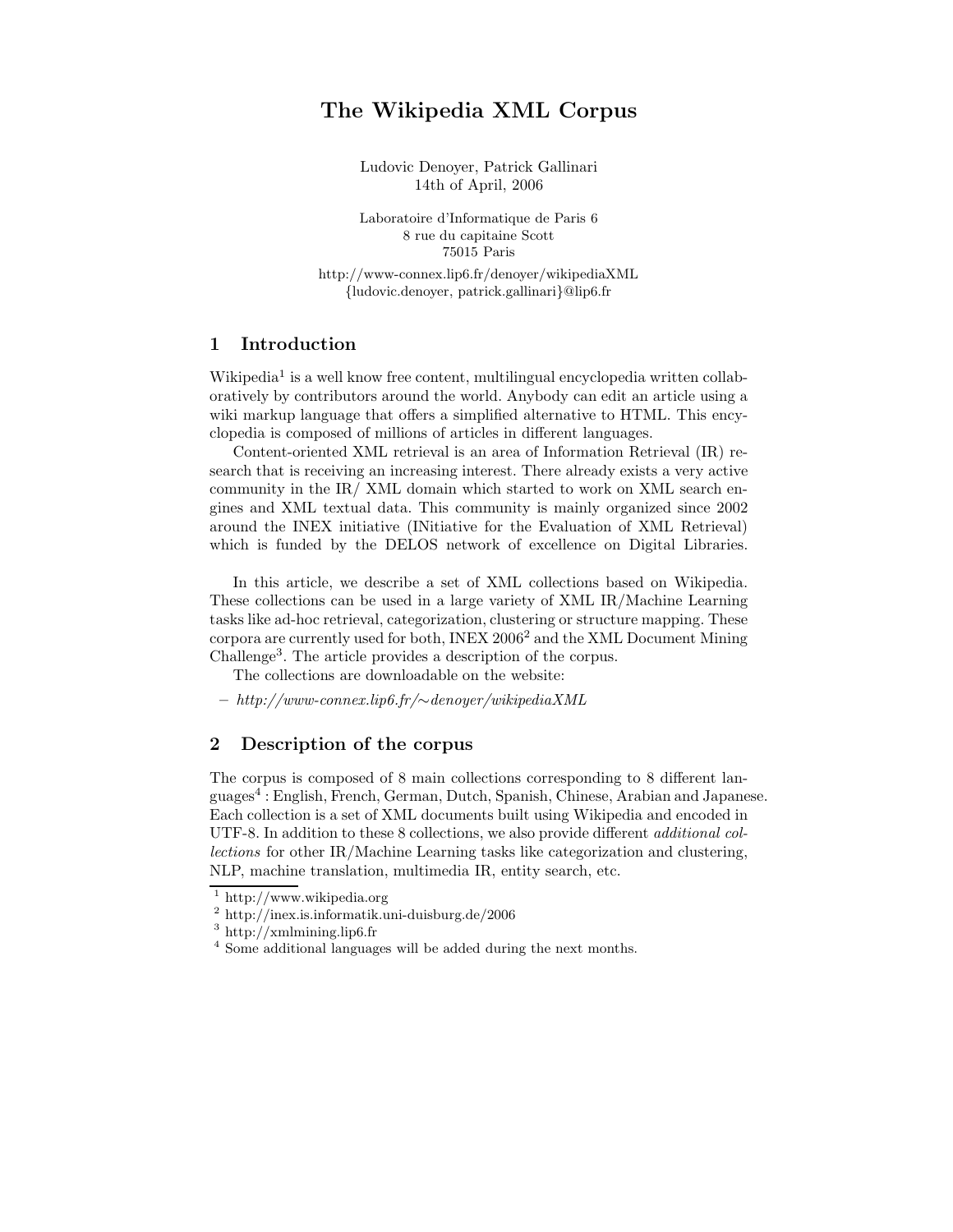# The Wikipedia XML Corpus

Ludovic Denoyer, Patrick Gallinari
14th of April, 2006

Laboratoire d'Informatique de Paris 6
8 rue du capitaine Scott
75015 Paris

http://www-connex.lip6.fr/denoyer/wikipediaXML
{ludovic.denoyer, patrick.gallinari}@lip6.fr

## 1 Introduction

Wikipedia[1] is a well know free content, multilingual encyclopedia written collaboratively by contributors around the world. Anybody can edit an article using a wiki markup language that offers a simplified alternative to HTML. This encyclopedia is composed of millions of articles in different languages.

Content-oriented XML retrieval is an area of Information Retrieval (IR) research that is receiving an increasing interest. There already exists a very active community in the IR/ XML domain which started to work on XML search engines and XML textual data. This community is mainly organized since 2002 around the INEX initiative (INitiative for the Evaluation of XML Retrieval) which is funded by the DELOS network of excellence on Digital Libraries.

In this article, we describe a set of XML collections based on Wikipedia. These collections can be used in a large variety of XML IR/Machine Learning tasks like ad-hoc retrieval, categorization, clustering or structure mapping. These corpora are currently used for both, INEX 2006[2] and the XML Document Mining Challenge[3]. The article provides a description of the corpus.

The collections are downloadable on the website:

– *http://www-connex.lip6.fr/∼denoyer/wikipediaXML*

## 2 Description of the corpus

The corpus is composed of 8 main collections corresponding to 8 different languages[4] : English, French, German, Dutch, Spanish, Chinese, Arabian and Japanese. Each collection is a set of XML documents built using Wikipedia and encoded in UTF-8. In addition to these 8 collections, we also provide different *additional collections* for other IR/Machine Learning tasks like categorization and clustering, NLP, machine translation, multimedia IR, entity search, etc.

[1] http://www.wikipedia.org
[2] http://inex.is.informatik.uni-duisburg.de/2006
[3] http://xmlmining.lip6.fr
[4] Some additional languages will be added during the next months.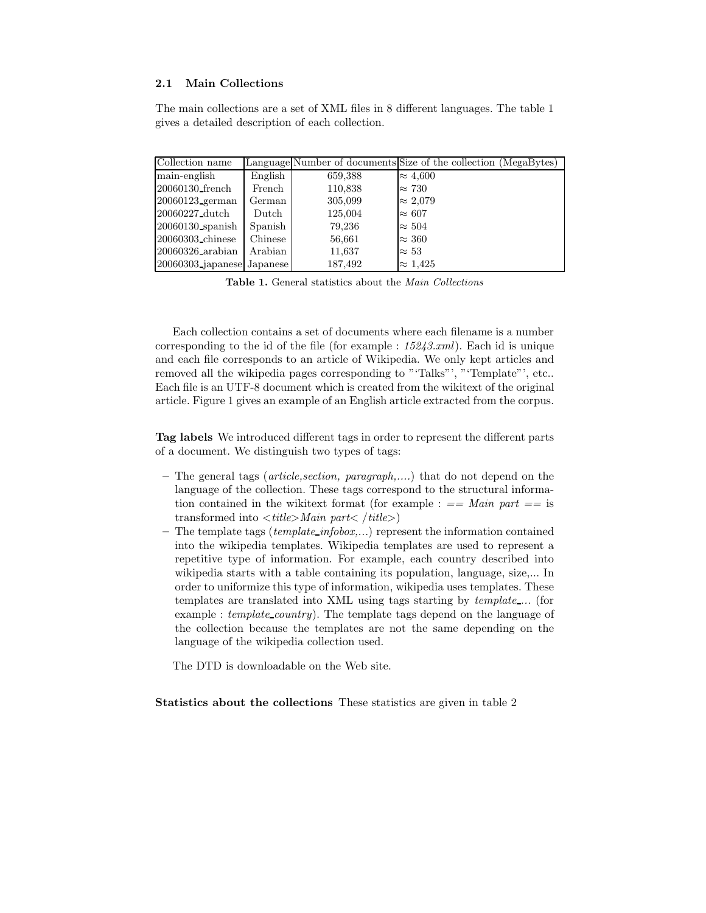### 2.1 Main Collections

The main collections are a set of XML files in 8 different languages. The table 1 gives a detailed description of each collection.

| Collection name | Language | Number of documents | Size of the collection (MegaBytes) |
|---|---|---|---|
| main-english | English | 659,388 | $\approx$ 4,600 |
| 20060130_french | French | 110,838 | $\approx$ 730 |
| 20060123_german | German | 305,099 | $\approx$ 2,079 |
| 20060227_dutch | Dutch | 125,004 | $\approx$ 607 |
| 20060130_spanish | Spanish | 79,236 | $\approx$ 504 |
| 20060303_chinese | Chinese | 56,661 | $\approx$ 360 |
| 20060326_arabian | Arabian | 11,637 | $\approx$ 53 |
| 20060303_japanese | Japanese | 187,492 | $\approx$ 1,425 |

**Table 1.** General statistics about the *Main Collections*

Each collection contains a set of documents where each filename is a number corresponding to the id of the file (for example : *15243.xml*). Each id is unique and each file corresponds to an article of Wikipedia. We only kept articles and removed all the wikipedia pages corresponding to "'Talks"', "'Template"', etc.. Each file is an UTF-8 document which is created from the wikitext of the original article. Figure 1 gives an example of an English article extracted from the corpus.

**Tag labels** We introduced different tags in order to represent the different parts of a document. We distinguish two types of tags:

- The general tags (*article,section, paragraph,....*) that do not depend on the language of the collection. These tags correspond to the structural information contained in the wikitext format (for example : *== Main part ==* is transformed into <*title*>*Main part*</ *title*>)
- The template tags (*template_infobox,...*) represent the information contained into the wikipedia templates. Wikipedia templates are used to represent a repetitive type of information. For example, each country described into wikipedia starts with a table containing its population, language, size,... In order to uniformize this type of information, wikipedia uses templates. These templates are translated into XML using tags starting by *template_...* (for example : *template_country*). The template tags depend on the language of the collection because the templates are not the same depending on the language of the wikipedia collection used.

The DTD is downloadable on the Web site.

**Statistics about the collections** These statistics are given in table 2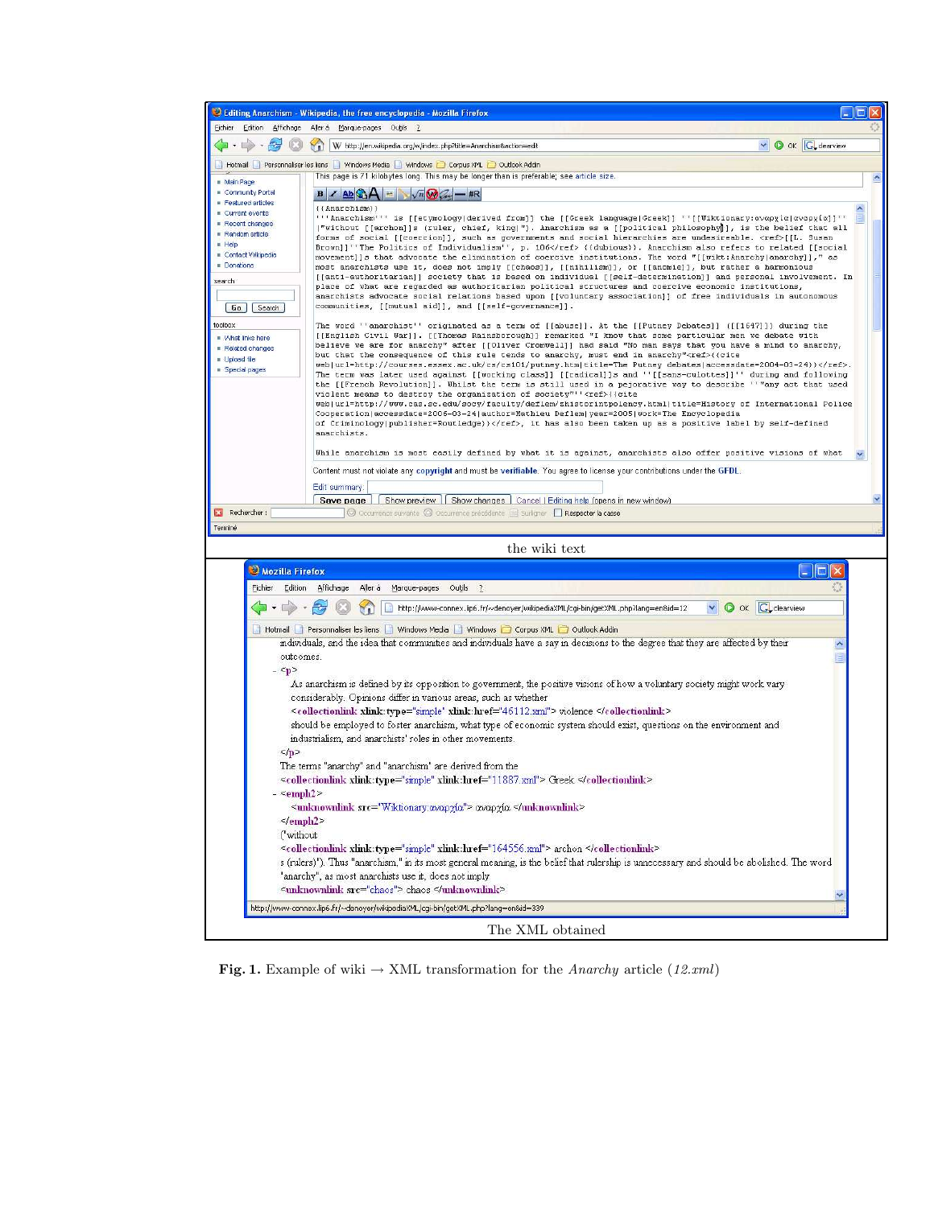the wiki text

The XML obtained

**Fig. 1.** Example of wiki → XML transformation for the *Anarchy* article (*12.xml*)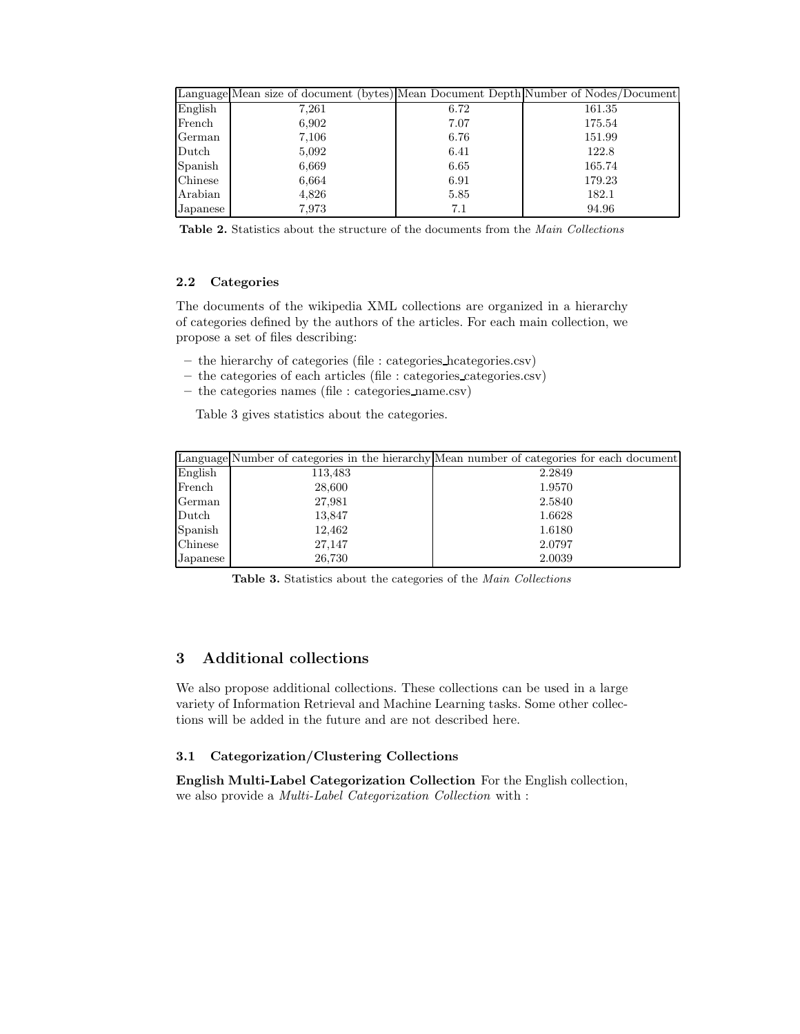| Language | Mean size of document (bytes) | Mean Document Depth | Number of Nodes/Document |
|---|---|---|---|
| English | 7,261 | 6.72 | 161.35 |
| French | 6,902 | 7.07 | 175.54 |
| German | 7,106 | 6.76 | 151.99 |
| Dutch | 5,092 | 6.41 | 122.8 |
| Spanish | 6,669 | 6.65 | 165.74 |
| Chinese | 6,664 | 6.91 | 179.23 |
| Arabian | 4,826 | 5.85 | 182.1 |
| Japanese | 7,973 | 7.1 | 94.96 |

**Table 2.** Statistics about the structure of the documents from the *Main Collections*

### 2.2 Categories

The documents of the wikipedia XML collections are organized in a hierarchy of categories defined by the authors of the articles. For each main collection, we propose a set of files describing:

- the hierarchy of categories (file : categories_hcategories.csv)
- the categories of each articles (file : categories_categories.csv)
- the categories names (file : categories_name.csv)

Table 3 gives statistics about the categories.

| Language | Number of categories in the hierarchy | Mean number of categories for each document |
|---|---|---|
| English | 113,483 | 2.2849 |
| French | 28,600 | 1.9570 |
| German | 27,981 | 2.5840 |
| Dutch | 13,847 | 1.6628 |
| Spanish | 12,462 | 1.6180 |
| Chinese | 27,147 | 2.0797 |
| Japanese | 26,730 | 2.0039 |

**Table 3.** Statistics about the categories of the *Main Collections*

## 3 Additional collections

We also propose additional collections. These collections can be used in a large variety of Information Retrieval and Machine Learning tasks. Some other collections will be added in the future and are not described here.

### 3.1 Categorization/Clustering Collections

**English Multi-Label Categorization Collection** For the English collection, we also provide a *Multi-Label Categorization Collection* with :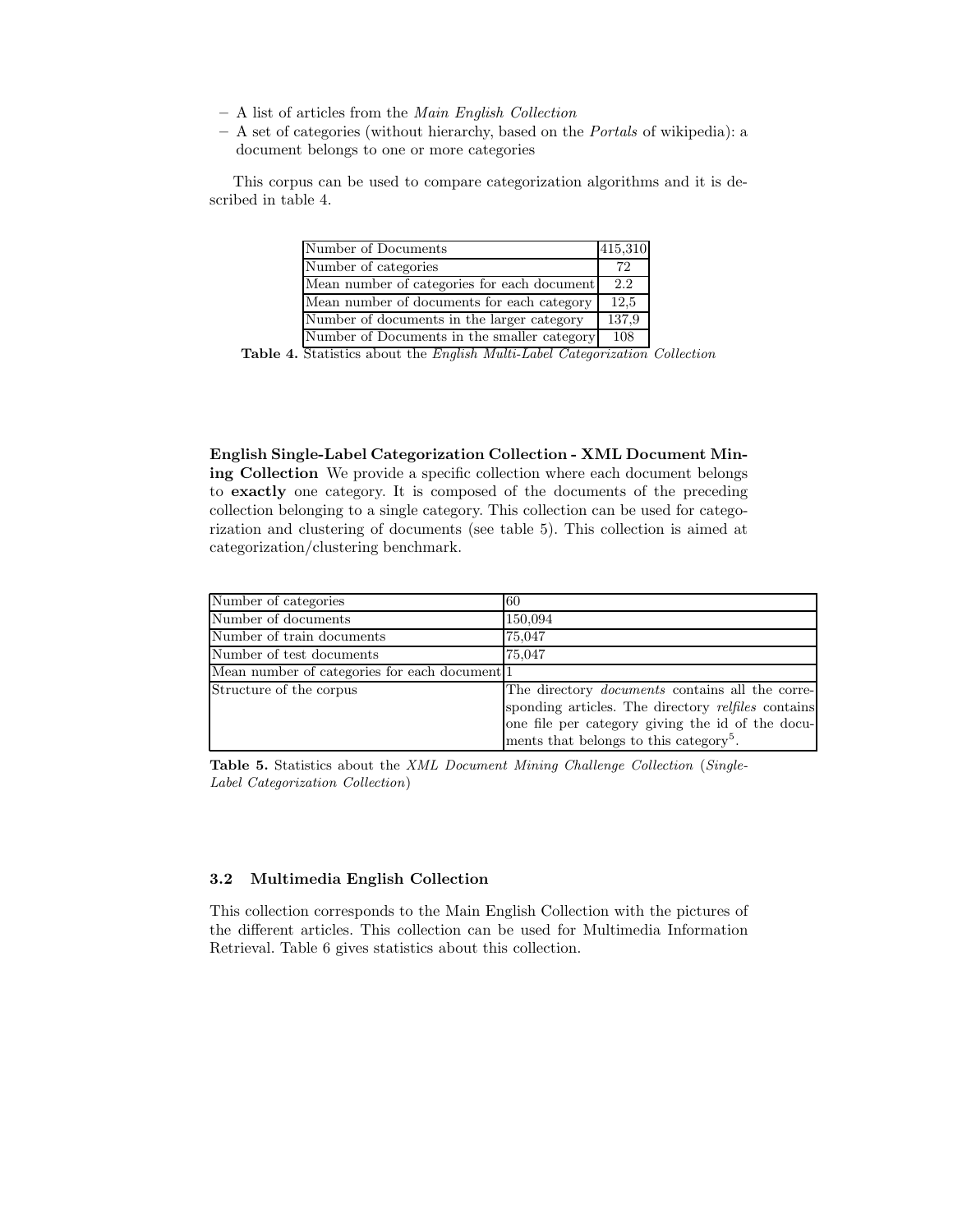- A list of articles from the *Main English Collection*
- A set of categories (without hierarchy, based on the *Portals* of wikipedia): a document belongs to one or more categories

This corpus can be used to compare categorization algorithms and it is described in table 4.

| Number of Documents | 415,310 |
|---|---|
| Number of categories | 72 |
| Mean number of categories for each document | 2.2 |
| Mean number of documents for each category | 12,5 |
| Number of documents in the larger category | 137,9 |
| Number of Documents in the smaller category | 108 |

**Table 4.** Statistics about the *English Multi-Label Categorization Collection*

**English Single-Label Categorization Collection - XML Document Mining Collection** We provide a specific collection where each document belongs to **exactly** one category. It is composed of the documents of the preceding collection belonging to a single category. This collection can be used for categorization and clustering of documents (see table 5). This collection is aimed at categorization/clustering benchmark.

| Number of categories | 60 |
|---|---|
| Number of documents | 150,094 |
| Number of train documents | 75,047 |
| Number of test documents | 75,047 |
| Mean number of categories for each document | 1 |
| Structure of the corpus | The directory *documents* contains all the corresponding articles. The directory *relfiles* contains one file per category giving the id of the documents that belongs to this category[5]. |

**Table 5.** Statistics about the *XML Document Mining Challenge Collection* (*Single-Label Categorization Collection*)

### 3.2 Multimedia English Collection

This collection corresponds to the Main English Collection with the pictures of the different articles. This collection can be used for Multimedia Information Retrieval. Table 6 gives statistics about this collection.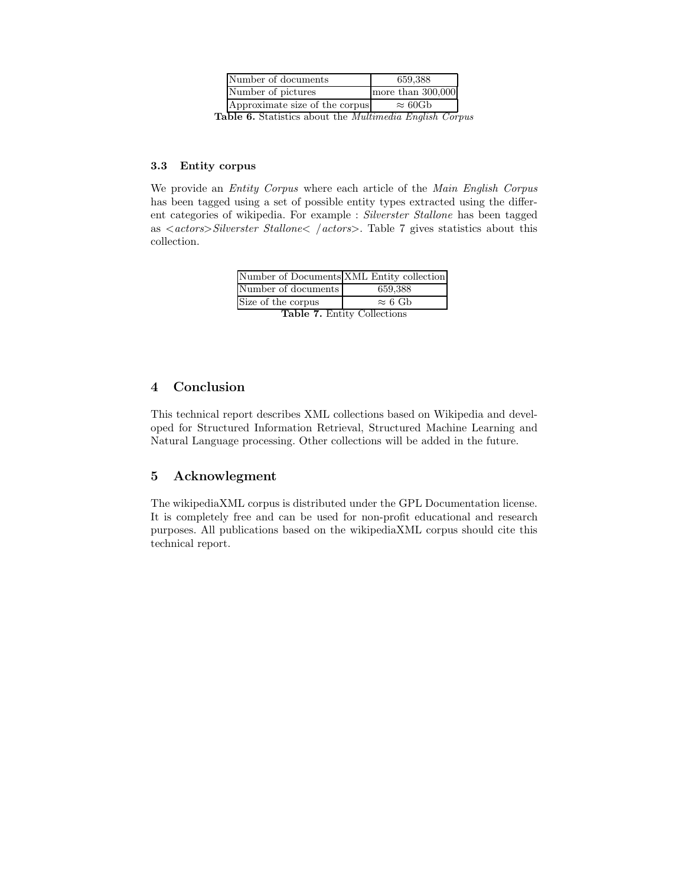| | |
|---|---|
| Number of documents | 659,388 |
| Number of pictures | more than 300,000 |
| Approximate size of the corpus | $\approx$ 60Gb |

**Table 6.** Statistics about the *Multimedia English Corpus*

### 3.3 Entity corpus

We provide an *Entity Corpus* where each article of the *Main English Corpus* has been tagged using a set of possible entity types extracted using the different categories of wikipedia. For example : *Silverster Stallone* has been tagged as <*actors*>*Silverster Stallone*< /*actors*>. Table 7 gives statistics about this collection.

| Number of Documents | XML Entity collection |
|---|---|
| Number of documents | 659,388 |
| Size of the corpus | $\approx$ 6 Gb |

**Table 7.** Entity Collections

## 4 Conclusion

This technical report describes XML collections based on Wikipedia and developed for Structured Information Retrieval, Structured Machine Learning and Natural Language processing. Other collections will be added in the future.

## 5 Acknowlegment

The wikipediaXML corpus is distributed under the GPL Documentation license. It is completely free and can be used for non-profit educational and research purposes. All publications based on the wikipediaXML corpus should cite this technical report.